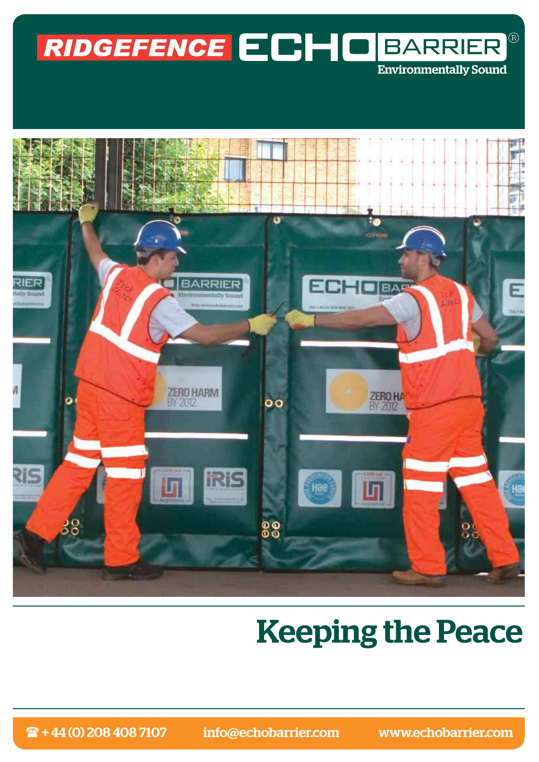# RIDGEFENCE ECHO BARRIER®

Environmentally Sound

# Keeping the Peace

☎ + 44 (0) 208 408 7107 info@echobarrier.com www.echobarrier.com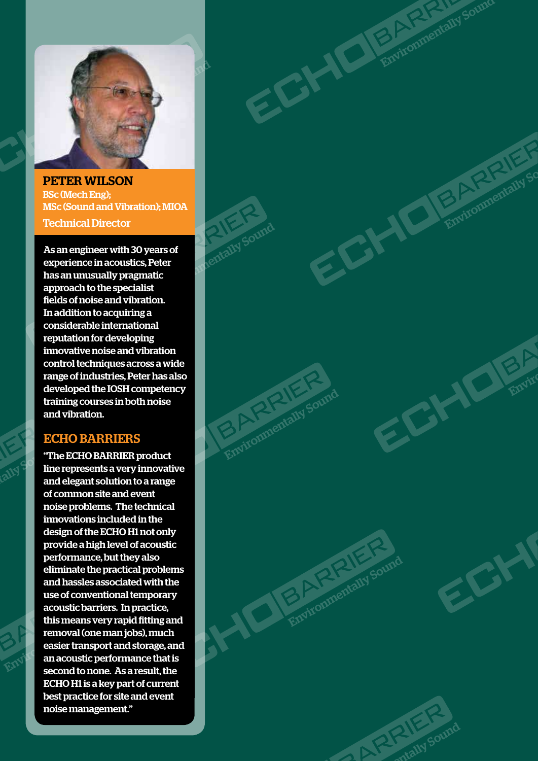## PETER WILSON

BSc (Mech Eng);
MSc (Sound and Vibration); MIOA

Technical Director

As an engineer with 30 years of experience in acoustics, Peter has an unusually pragmatic approach to the specialist fields of noise and vibration. In addition to acquiring a considerable international reputation for developing innovative noise and vibration control techniques across a wide range of industries, Peter has also developed the IOSH competency training courses in both noise and vibration.

## ECHO BARRIERS

"The ECHO BARRIER product line represents a very innovative and elegant solution to a range of common site and event noise problems. The technical innovations included in the design of the ECHO H1 not only provide a high level of acoustic performance, but they also eliminate the practical problems and hassles associated with the use of conventional temporary acoustic barriers. In practice, this means very rapid fitting and removal (one man jobs), much easier transport and storage, and an acoustic performance that is second to none. As a result, the ECHO H1 is a key part of current best practice for site and event noise management."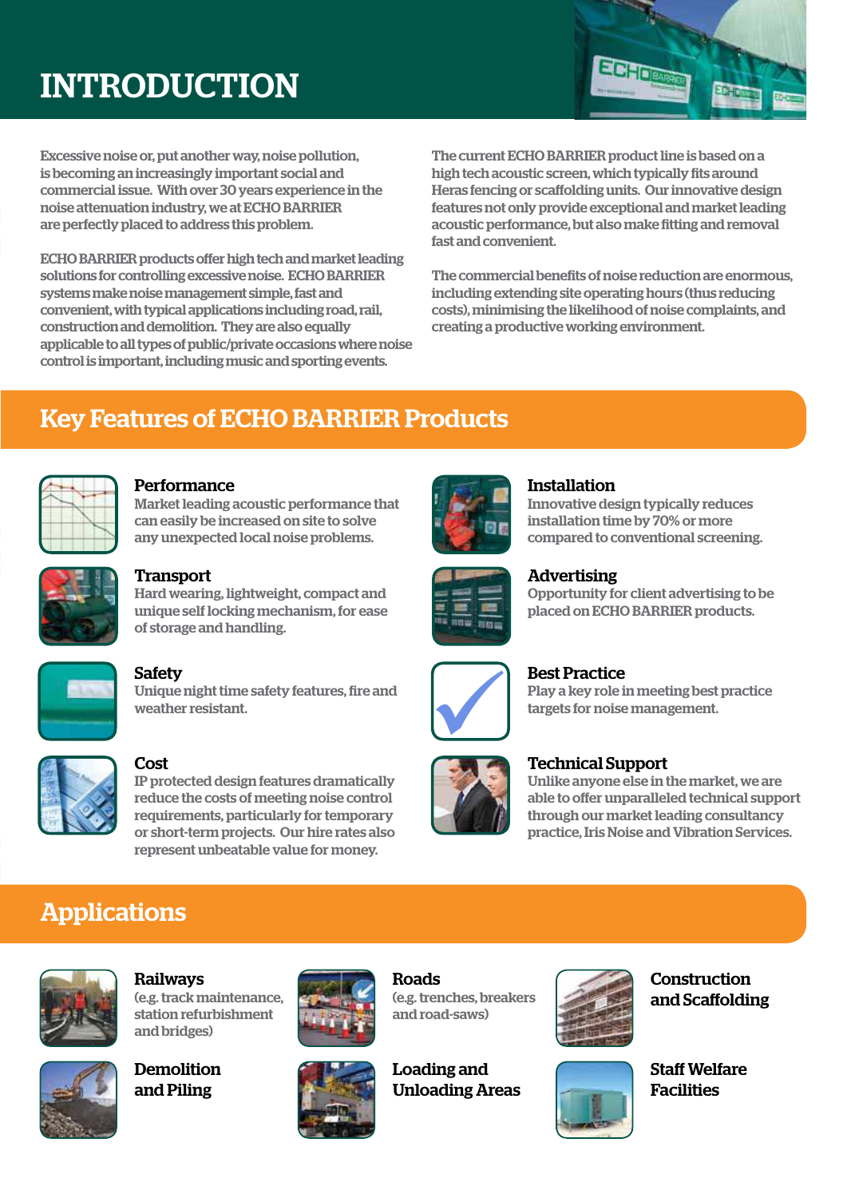# INTRODUCTION

Excessive noise or, put another way, noise pollution, is becoming an increasingly important social and commercial issue. With over 30 years experience in the noise attenuation industry, we at ECHO BARRIER are perfectly placed to address this problem.

ECHO BARRIER products offer high tech and market leading solutions for controlling excessive noise. ECHO BARRIER systems make noise management simple, fast and convenient, with typical applications including road, rail, construction and demolition. They are also equally applicable to all types of public/private occasions where noise control is important, including music and sporting events.

The current ECHO BARRIER product line is based on a high tech acoustic screen, which typically fits around Heras fencing or scaffolding units. Our innovative design features not only provide exceptional and market leading acoustic performance, but also make fitting and removal fast and convenient.

The commercial benefits of noise reduction are enormous, including extending site operating hours (thus reducing costs), minimising the likelihood of noise complaints, and creating a productive working environment.

## Key Features of ECHO BARRIER Products

### Performance
Market leading acoustic performance that can easily be increased on site to solve any unexpected local noise problems.

### Transport
Hard wearing, lightweight, compact and unique self locking mechanism, for ease of storage and handling.

### Safety
Unique night time safety features, fire and weather resistant.

### Cost
IP protected design features dramatically reduce the costs of meeting noise control requirements, particularly for temporary or short-term projects. Our hire rates also represent unbeatable value for money.

### Installation
Innovative design typically reduces installation time by 70% or more compared to conventional screening.

### Advertising
Opportunity for client advertising to be placed on ECHO BARRIER products.

### Best Practice
Play a key role in meeting best practice targets for noise management.

### Technical Support
Unlike anyone else in the market, we are able to offer unparalleled technical support through our market leading consultancy practice, Iris Noise and Vibration Services.

## Applications

### Railways
(e.g. track maintenance, station refurbishment and bridges)

### Roads
(e.g. trenches, breakers and road-saws)

### Construction and Scaffolding

### Demolition and Piling

### Loading and Unloading Areas

### Staff Welfare Facilities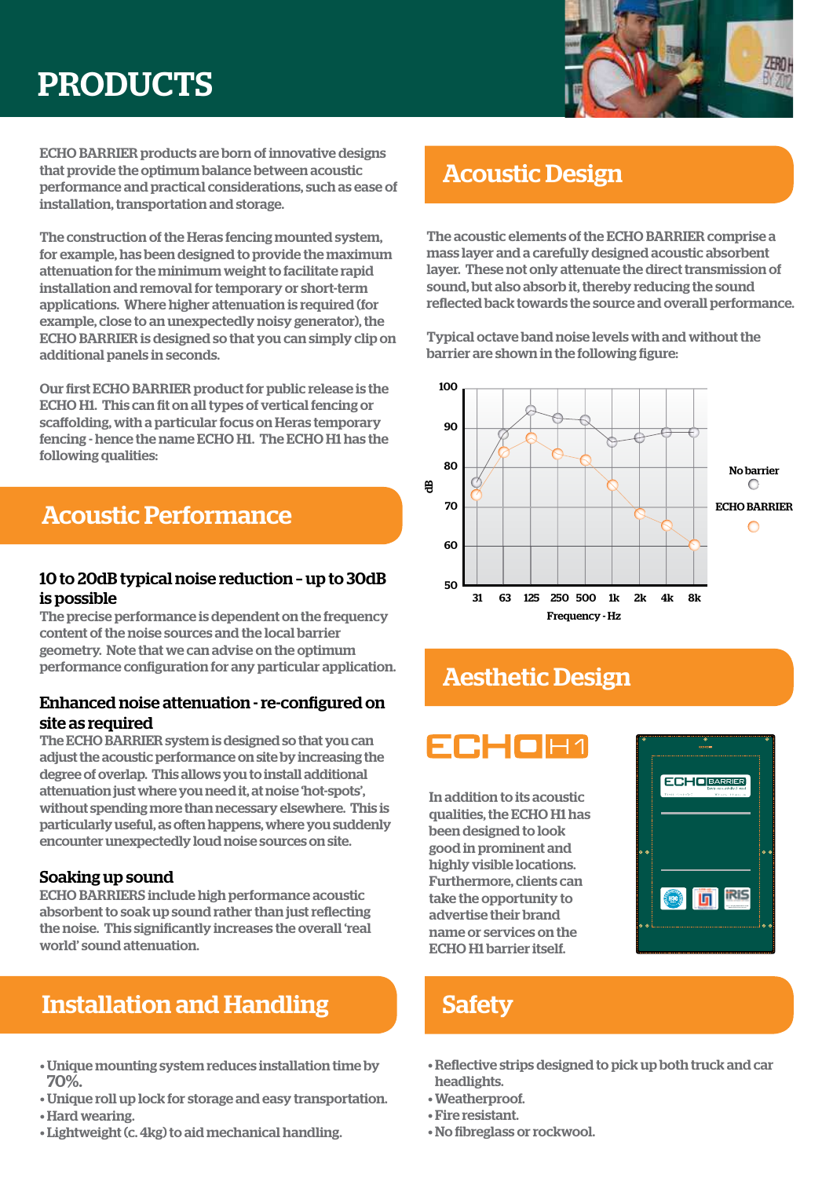# PRODUCTS

ECHO BARRIER products are born of innovative designs that provide the optimum balance between acoustic performance and practical considerations, such as ease of installation, transportation and storage.

The construction of the Heras fencing mounted system, for example, has been designed to provide the maximum attenuation for the minimum weight to facilitate rapid installation and removal for temporary or short-term applications. Where higher attenuation is required (for example, close to an unexpectedly noisy generator), the ECHO BARRIER is designed so that you can simply clip on additional panels in seconds.

Our first ECHO BARRIER product for public release is the ECHO H1. This can fit on all types of vertical fencing or scaffolding, with a particular focus on Heras temporary fencing - hence the name ECHO H1. The ECHO H1 has the following qualities:

## Acoustic Performance

### 10 to 20dB typical noise reduction – up to 30dB is possible

The precise performance is dependent on the frequency content of the noise sources and the local barrier geometry. Note that we can advise on the optimum performance configuration for any particular application.

### Enhanced noise attenuation - re-configured on site as required

The ECHO BARRIER system is designed so that you can adjust the acoustic performance on site by increasing the degree of overlap. This allows you to install additional attenuation just where you need it, at noise 'hot-spots', without spending more than necessary elsewhere. This is particularly useful, as often happens, where you suddenly encounter unexpectedly loud noise sources on site.

### Soaking up sound

ECHO BARRIERS include high performance acoustic absorbent to soak up sound rather than just reflecting the noise. This significantly increases the overall 'real world' sound attenuation.

## Installation and Handling

- Unique mounting system reduces installation time by 70%.
- Unique roll up lock for storage and easy transportation.
- Hard wearing.
- Lightweight (c. 4kg) to aid mechanical handling.

## Acoustic Design

The acoustic elements of the ECHO BARRIER comprise a mass layer and a carefully designed acoustic absorbent layer. These not only attenuate the direct transmission of sound, but also absorb it, thereby reducing the sound reflected back towards the source and overall performance.

Typical octave band noise levels with and without the barrier are shown in the following figure:

| Frequency - Hz | 31 | 63 | 125 | 250 | 500 | 1k | 2k | 4k | 8k |
|---|---|---|---|---|---|---|---|---|---|
| No barrier (dB) | 76 | 88 | 94 | 92 | 92 | 86 | 87 | 88 | 88 |
| ECHO BARRIER (dB) | 73 | 84 | 87 | 84 | 82 | 76 | 68 | 65 | 60 |

## Aesthetic Design

ECHO H1

In addition to its acoustic qualities, the ECHO H1 has been designed to look good in prominent and highly visible locations. Furthermore, clients can take the opportunity to advertise their brand name or services on the ECHO H1 barrier itself.

## Safety

- Reflective strips designed to pick up both truck and car headlights.
- Weatherproof.
- Fire resistant.
- No fibreglass or rockwool.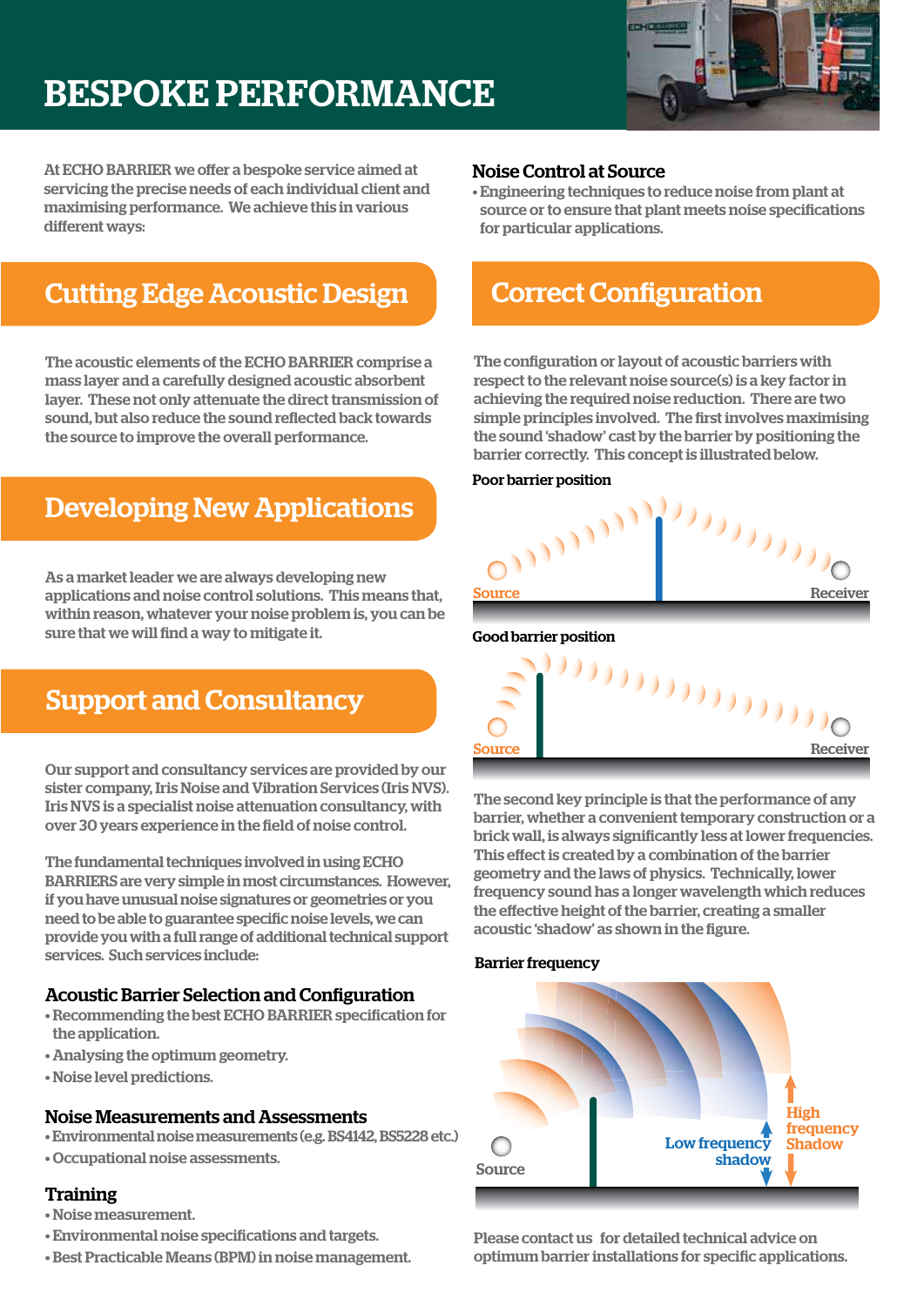# BESPOKE PERFORMANCE

At ECHO BARRIER we offer a bespoke service aimed at servicing the precise needs of each individual client and maximising performance. We achieve this in various different ways:

## Cutting Edge Acoustic Design

The acoustic elements of the ECHO BARRIER comprise a mass layer and a carefully designed acoustic absorbent layer. These not only attenuate the direct transmission of sound, but also reduce the sound reflected back towards the source to improve the overall performance.

## Developing New Applications

As a market leader we are always developing new applications and noise control solutions. This means that, within reason, whatever your noise problem is, you can be sure that we will find a way to mitigate it.

## Support and Consultancy

Our support and consultancy services are provided by our sister company, Iris Noise and Vibration Services (Iris NVS). Iris NVS is a specialist noise attenuation consultancy, with over 30 years experience in the field of noise control.

The fundamental techniques involved in using ECHO BARRIERS are very simple in most circumstances. However, if you have unusual noise signatures or geometries or you need to be able to guarantee specific noise levels, we can provide you with a full range of additional technical support services. Such services include:

### Acoustic Barrier Selection and Configuration

- Recommending the best ECHO BARRIER specification for the application.
- Analysing the optimum geometry.
- Noise level predictions.

### Noise Measurements and Assessments

- Environmental noise measurements (e.g. BS4142, BS5228 etc.)
- Occupational noise assessments.

### Training

- Noise measurement.
- Environmental noise specifications and targets.
- Best Practicable Means (BPM) in noise management.

### Noise Control at Source

- Engineering techniques to reduce noise from plant at source or to ensure that plant meets noise specifications for particular applications.

## Correct Configuration

The configuration or layout of acoustic barriers with respect to the relevant noise source(s) is a key factor in achieving the required noise reduction. There are two simple principles involved. The first involves maximising the sound 'shadow' cast by the barrier by positioning the barrier correctly. This concept is illustrated below.

**Poor barrier position**

Source — Receiver

**Good barrier position**

Source — Receiver

The second key principle is that the performance of any barrier, whether a convenient temporary construction or a brick wall, is always significantly less at lower frequencies. This effect is created by a combination of the barrier geometry and the laws of physics. Technically, lower frequency sound has a longer wavelength which reduces the effective height of the barrier, creating a smaller acoustic 'shadow' as shown in the figure.

**Barrier frequency**

Source — Low frequency shadow — High frequency Shadow

Please contact us for detailed technical advice on optimum barrier installations for specific applications.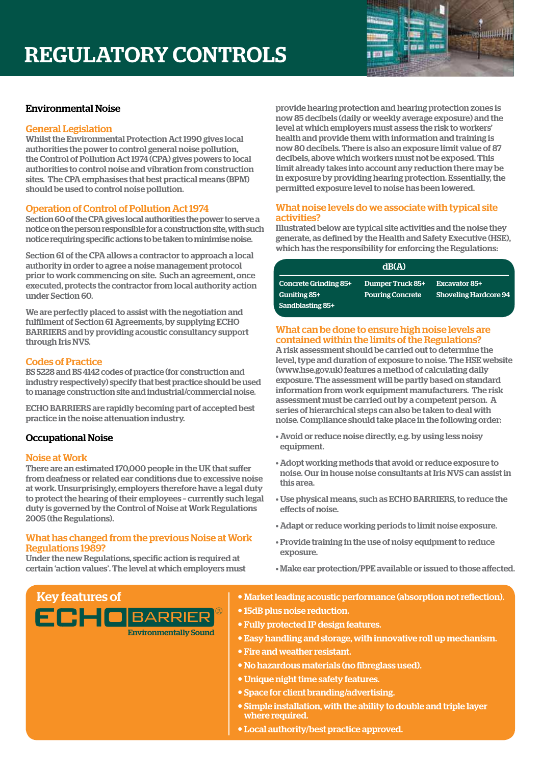# REGULATORY CONTROLS

## Environmental Noise

### General Legislation

Whilst the Environmental Protection Act 1990 gives local authorities the power to control general noise pollution, the Control of Pollution Act 1974 (CPA) gives powers to local authorities to control noise and vibration from construction sites. The CPA emphasises that best practical means (BPM) should be used to control noise pollution.

### Operation of Control of Pollution Act 1974

Section 60 of the CPA gives local authorities the power to serve a notice on the person responsible for a construction site, with such notice requiring specific actions to be taken to minimise noise.

Section 61 of the CPA allows a contractor to approach a local authority in order to agree a noise management protocol prior to work commencing on site. Such an agreement, once executed, protects the contractor from local authority action under Section 60.

We are perfectly placed to assist with the negotiation and fulfilment of Section 61 Agreements, by supplying ECHO BARRIERS and by providing acoustic consultancy support through Iris NVS.

### Codes of Practice

BS 5228 and BS 4142 codes of practice (for construction and industry respectively) specify that best practice should be used to manage construction site and industrial/commercial noise.

ECHO BARRIERS are rapidly becoming part of accepted best practice in the noise attenuation industry.

## Occupational Noise

### Noise at Work

There are an estimated 170,000 people in the UK that suffer from deafness or related ear conditions due to excessive noise at work. Unsurprisingly, employers therefore have a legal duty to protect the hearing of their employees – currently such legal duty is governed by the Control of Noise at Work Regulations 2005 (the Regulations).

### What has changed from the previous Noise at Work Regulations 1989?

Under the new Regulations, specific action is required at certain 'action values'. The level at which employers must provide hearing protection and hearing protection zones is now 85 decibels (daily or weekly average exposure) and the level at which employers must assess the risk to workers' health and provide them with information and training is now 80 decibels. There is also an exposure limit value of 87 decibels, above which workers must not be exposed. This limit already takes into account any reduction there may be in exposure by providing hearing protection. Essentially, the permitted exposure level to noise has been lowered.

### What noise levels do we associate with typical site activities?

Illustrated below are typical site activities and the noise they generate, as defined by the Health and Safety Executive (HSE), which has the responsibility for enforcing the Regulations:

| dB(A) | | |
|---|---|---|
| Concrete Grinding 85+ | Dumper Truck 85+ | Excavator 85+ |
| Guniting 85+ | Pouring Concrete | Shoveling Hardcore 94 |
| Sandblasting 85+ | | |

### What can be done to ensure high noise levels are contained within the limits of the Regulations?

A risk assessment should be carried out to determine the level, type and duration of exposure to noise. The HSE website (www.hse.gov.uk) features a method of calculating daily exposure. The assessment will be partly based on standard information from work equipment manufacturers. The risk assessment must be carried out by a competent person. A series of hierarchical steps can also be taken to deal with noise. Compliance should take place in the following order:

- Avoid or reduce noise directly, e.g. by using less noisy equipment.
- Adopt working methods that avoid or reduce exposure to noise. Our in house noise consultants at Iris NVS can assist in this area.
- Use physical means, such as ECHO BARRIERS, to reduce the effects of noise.
- Adapt or reduce working periods to limit noise exposure.
- Provide training in the use of noisy equipment to reduce exposure.
- Make ear protection/PPE available or issued to those affected.

## Key features of ECHO BARRIER®

Environmentally Sound

- Market leading acoustic performance (absorption not reflection).
- 15dB plus noise reduction.
- Fully protected IP design features.
- Easy handling and storage, with innovative roll up mechanism.
- Fire and weather resistant.
- No hazardous materials (no fibreglass used).
- Unique night time safety features.
- Space for client branding/advertising.
- Simple installation, with the ability to double and triple layer where required.
- Local authority/best practice approved.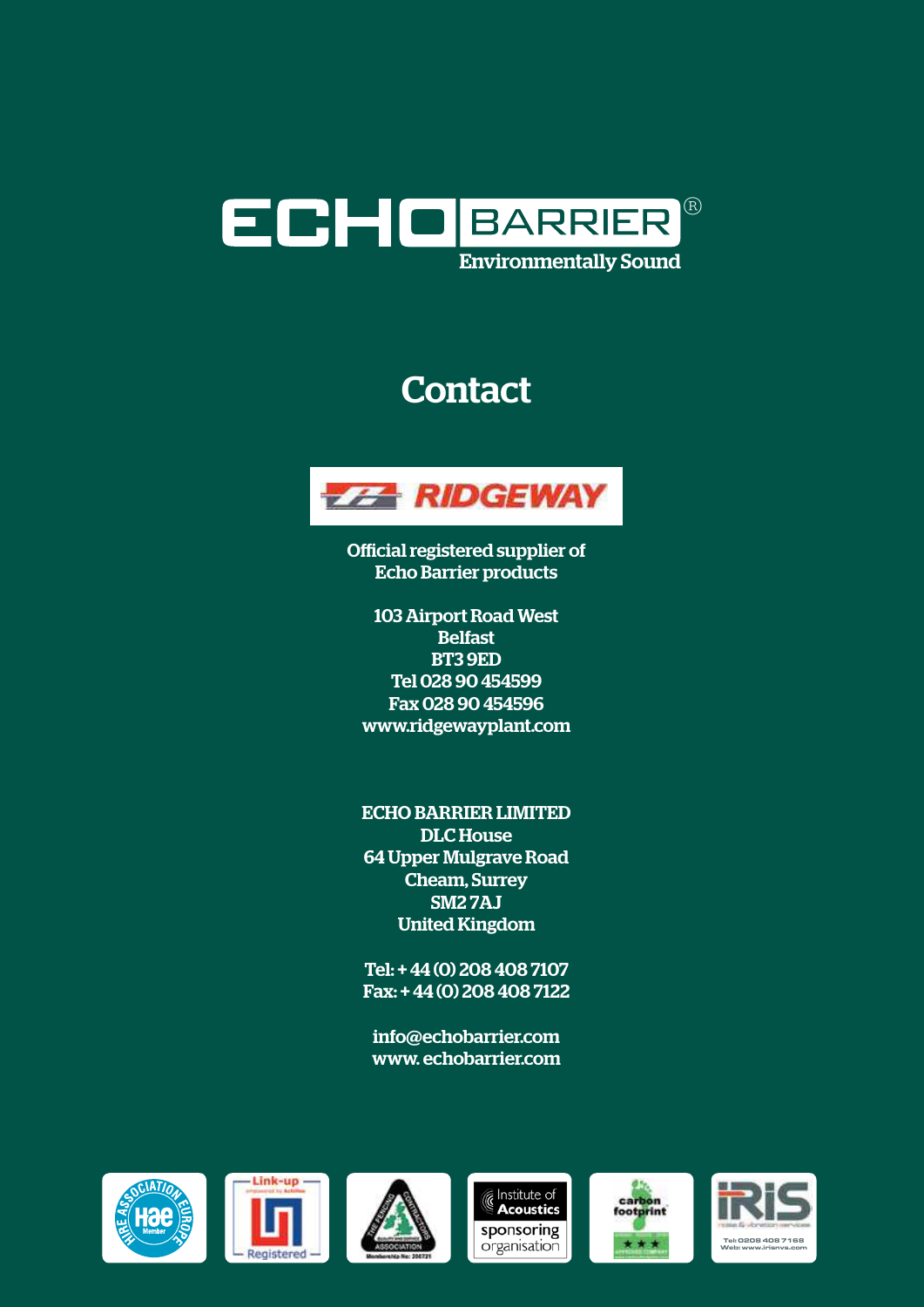ECHO BARRIER®

Environmentally Sound

# Contact

RIDGEWAY

Official registered supplier of
Echo Barrier products

103 Airport Road West
Belfast
BT3 9ED
Tel 028 90 454599
Fax 028 90 454596
www.ridgewayplant.com

ECHO BARRIER LIMITED
DLC House
64 Upper Mulgrave Road
Cheam, Surrey
SM2 7AJ
United Kingdom

Tel: + 44 (0) 208 408 7107
Fax: + 44 (0) 208 408 7122

info@echobarrier.com
www. echobarrier.com